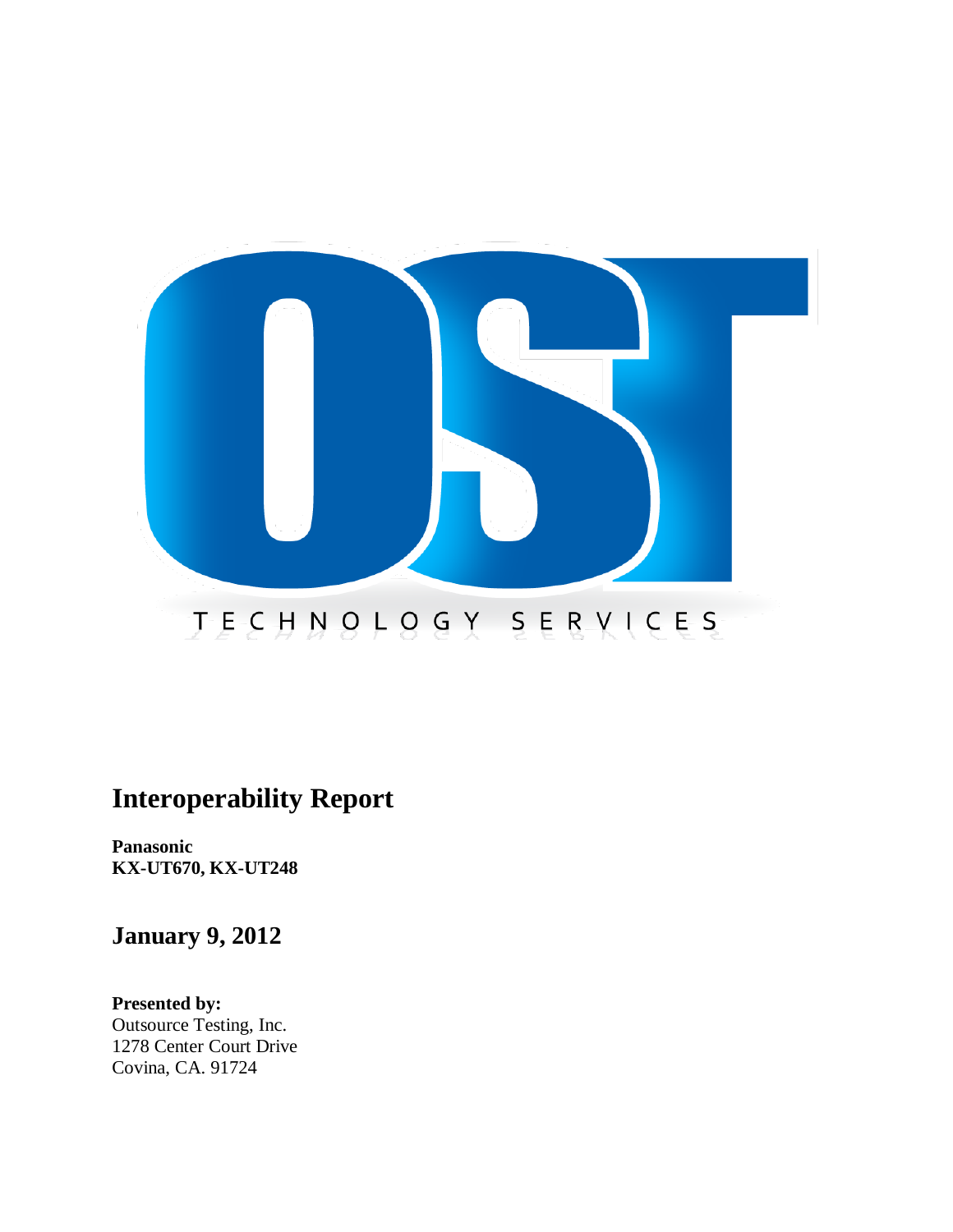OST

TECHNOLOGY SERVICES

# Interoperability Report

**Panasonic**
**KX-UT670, KX-UT248**

## January 9, 2012

**Presented by:**
Outsource Testing, Inc.
1278 Center Court Drive
Covina, CA. 91724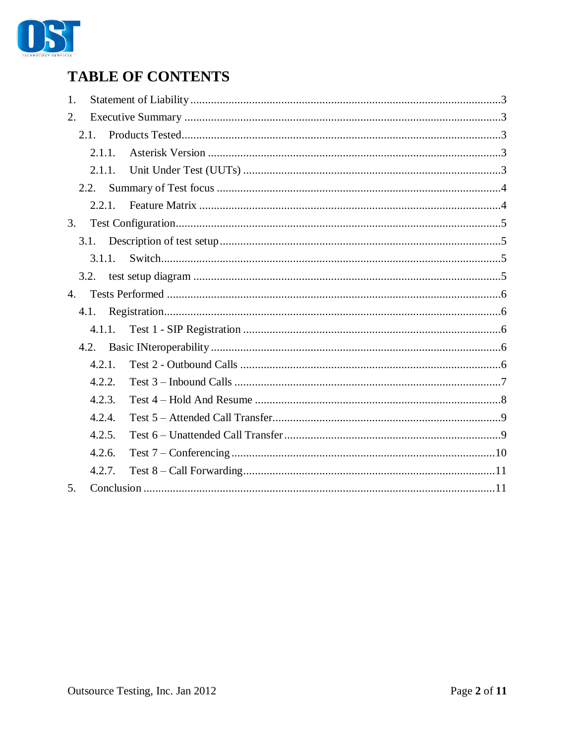# TABLE OF CONTENTS

1. Statement of Liability ....................................................................................................3
2. Executive Summary ........................................................................................................3
   - 2.1. Products Tested........................................................................................................3
     - 2.1.1. Asterisk Version ..................................................................................................3
     - 2.1.1. Unit Under Test (UUTs) ......................................................................................3
   - 2.2. Summary of Test focus ............................................................................................4
     - 2.2.1. Feature Matrix .....................................................................................................4
3. Test Configuration..........................................................................................................5
   - 3.1. Description of test setup...........................................................................................5
     - 3.1.1. Switch..................................................................................................................5
   - 3.2. test setup diagram ....................................................................................................5
4. Tests Performed .............................................................................................................6
   - 4.1. Registration..............................................................................................................6
     - 4.1.1. Test 1 - SIP Registration .....................................................................................6
   - 4.2. Basic INteroperability ..............................................................................................6
     - 4.2.1. Test 2 - Outbound Calls ......................................................................................6
     - 4.2.2. Test 3 – Inbound Calls ........................................................................................7
     - 4.2.3. Test 4 – Hold And Resume .................................................................................8
     - 4.2.4. Test 5 – Attended Call Transfer...........................................................................9
     - 4.2.5. Test 6 – Unattended Call Transfer.......................................................................9
     - 4.2.6. Test 7 – Conferencing ........................................................................................10
     - 4.2.7. Test 8 – Call Forwarding....................................................................................11
5. Conclusion ....................................................................................................................11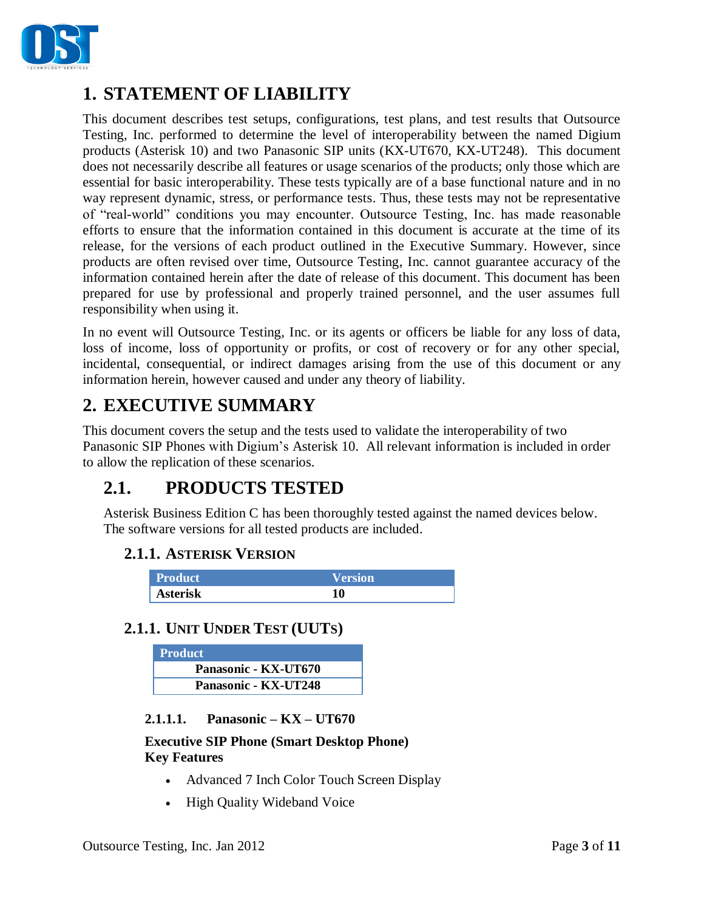# 1. STATEMENT OF LIABILITY

This document describes test setups, configurations, test plans, and test results that Outsource Testing, Inc. performed to determine the level of interoperability between the named Digium products (Asterisk 10) and two Panasonic SIP units (KX-UT670, KX-UT248). This document does not necessarily describe all features or usage scenarios of the products; only those which are essential for basic interoperability. These tests typically are of a base functional nature and in no way represent dynamic, stress, or performance tests. Thus, these tests may not be representative of "real-world" conditions you may encounter. Outsource Testing, Inc. has made reasonable efforts to ensure that the information contained in this document is accurate at the time of its release, for the versions of each product outlined in the Executive Summary. However, since products are often revised over time, Outsource Testing, Inc. cannot guarantee accuracy of the information contained herein after the date of release of this document. This document has been prepared for use by professional and properly trained personnel, and the user assumes full responsibility when using it.

In no event will Outsource Testing, Inc. or its agents or officers be liable for any loss of data, loss of income, loss of opportunity or profits, or cost of recovery or for any other special, incidental, consequential, or indirect damages arising from the use of this document or any information herein, however caused and under any theory of liability.

# 2. EXECUTIVE SUMMARY

This document covers the setup and the tests used to validate the interoperability of two Panasonic SIP Phones with Digium's Asterisk 10. All relevant information is included in order to allow the replication of these scenarios.

## 2.1. PRODUCTS TESTED

Asterisk Business Edition C has been thoroughly tested against the named devices below. The software versions for all tested products are included.

### 2.1.1. ASTERISK VERSION

| Product | Version |
|---|---|
| **Asterisk** | **10** |

### 2.1.1. UNIT UNDER TEST (UUTS)

| Product |
|---|
| **Panasonic - KX-UT670** |
| **Panasonic - KX-UT248** |

#### 2.1.1.1. Panasonic – KX – UT670

**Executive SIP Phone (Smart Desktop Phone)**
**Key Features**

- Advanced 7 Inch Color Touch Screen Display
- High Quality Wideband Voice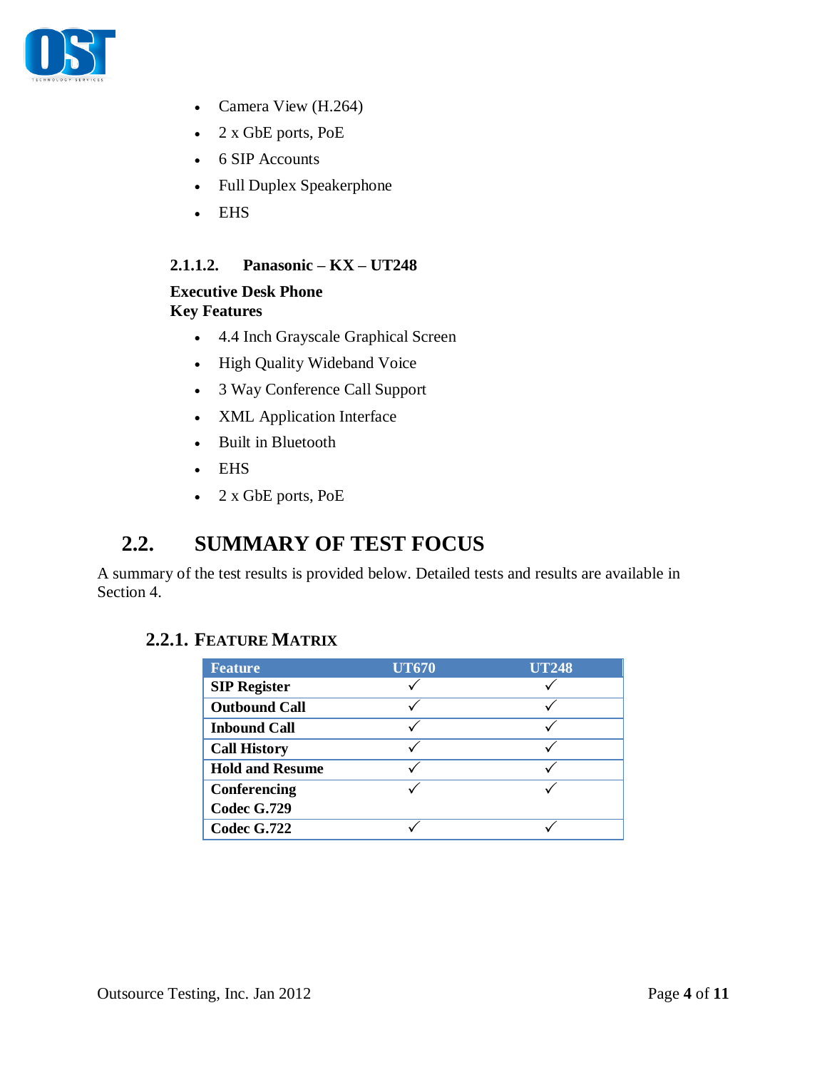- Camera View (H.264)
- 2 x GbE ports, PoE
- 6 SIP Accounts
- Full Duplex Speakerphone
- EHS

#### 2.1.1.2. Panasonic – KX – UT248

**Executive Desk Phone**
**Key Features**

- 4.4 Inch Grayscale Graphical Screen
- High Quality Wideband Voice
- 3 Way Conference Call Support
- XML Application Interface
- Built in Bluetooth
- EHS
- 2 x GbE ports, PoE

## 2.2. SUMMARY OF TEST FOCUS

A summary of the test results is provided below. Detailed tests and results are available in Section 4.

### 2.2.1. FEATURE MATRIX

| Feature | UT670 | UT248 |
|---|---|---|
| SIP Register | ✓ | ✓ |
| Outbound Call | ✓ | ✓ |
| Inbound Call | ✓ | ✓ |
| Call History | ✓ | ✓ |
| Hold and Resume | ✓ | ✓ |
| Conferencing | ✓ | ✓ |
| Codec G.729 | | |
| Codec G.722 | ✓ | ✓ |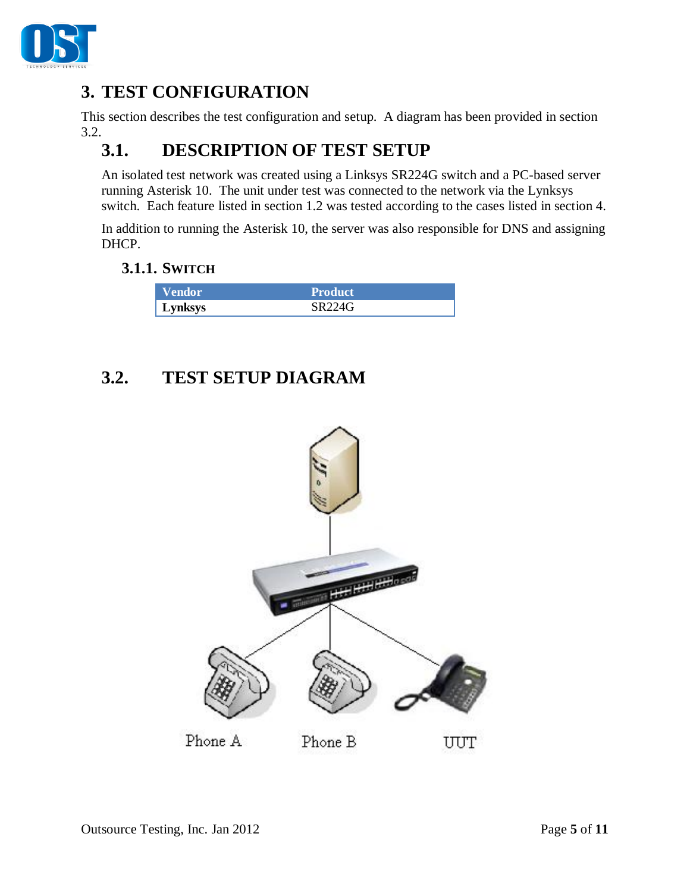# 3. TEST CONFIGURATION

This section describes the test configuration and setup. A diagram has been provided in section 3.2.

## 3.1. DESCRIPTION OF TEST SETUP

An isolated test network was created using a Linksys SR224G switch and a PC-based server running Asterisk 10. The unit under test was connected to the network via the Lynksys switch. Each feature listed in section 1.2 was tested according to the cases listed in section 4.

In addition to running the Asterisk 10, the server was also responsible for DNS and assigning DHCP.

### 3.1.1. SWITCH

| Vendor | Product |
|---|---|
| **Lynksys** | SR224G |

## 3.2. TEST SETUP DIAGRAM

Phone A    Phone B    UUT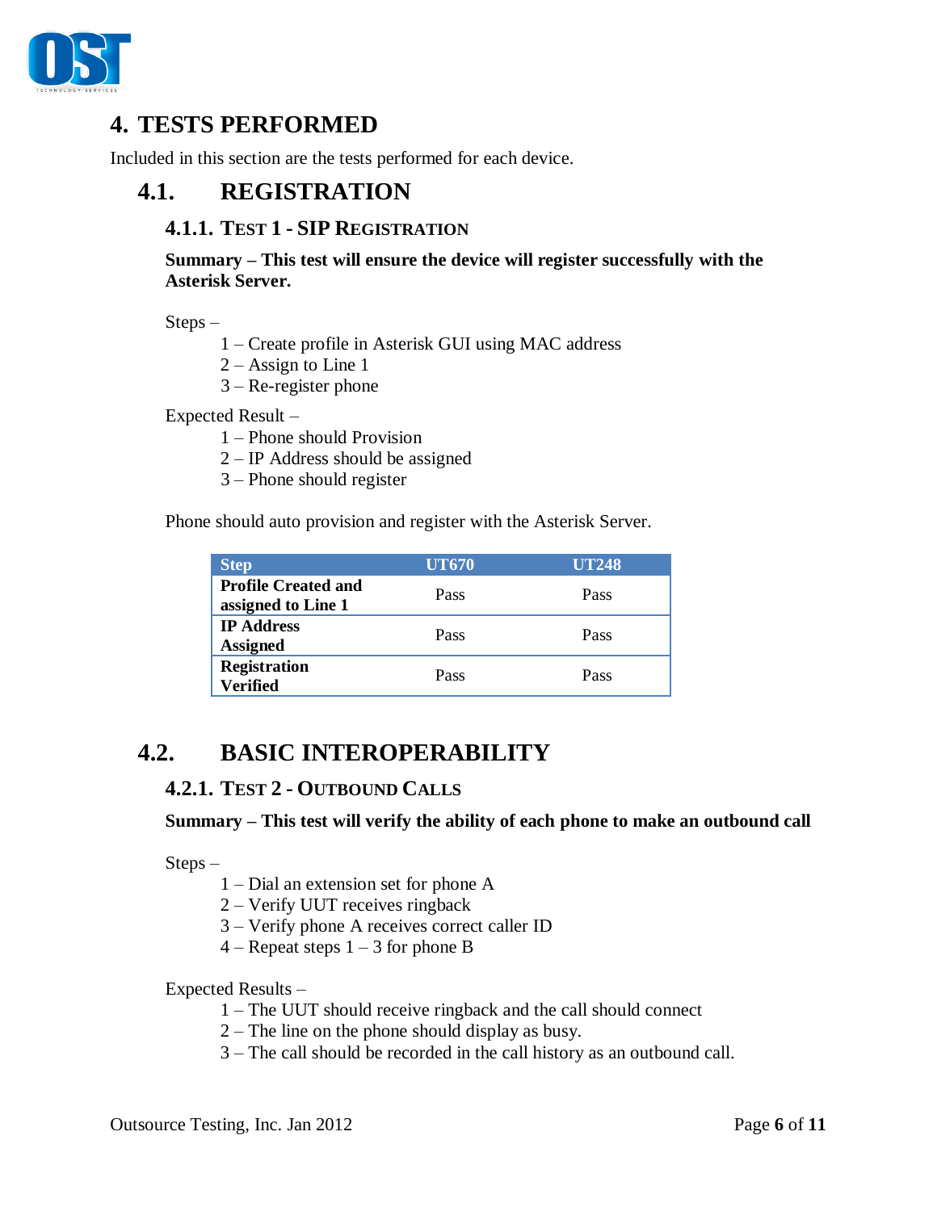# 4. TESTS PERFORMED

Included in this section are the tests performed for each device.

## 4.1. REGISTRATION

### 4.1.1. Test 1 - SIP Registration

**Summary – This test will ensure the device will register successfully with the Asterisk Server.**

Steps –

1 – Create profile in Asterisk GUI using MAC address
2 – Assign to Line 1
3 – Re-register phone

Expected Result –

1 – Phone should Provision
2 – IP Address should be assigned
3 – Phone should register

Phone should auto provision and register with the Asterisk Server.

| Step | UT670 | UT248 |
|---|---|---|
| **Profile Created and assigned to Line 1** | Pass | Pass |
| **IP Address Assigned** | Pass | Pass |
| **Registration Verified** | Pass | Pass |

## 4.2. BASIC INTEROPERABILITY

### 4.2.1. Test 2 - Outbound Calls

**Summary – This test will verify the ability of each phone to make an outbound call**

Steps –

1 – Dial an extension set for phone A
2 – Verify UUT receives ringback
3 – Verify phone A receives correct caller ID
4 – Repeat steps 1 – 3 for phone B

Expected Results –

1 – The UUT should receive ringback and the call should connect
2 – The line on the phone should display as busy.
3 – The call should be recorded in the call history as an outbound call.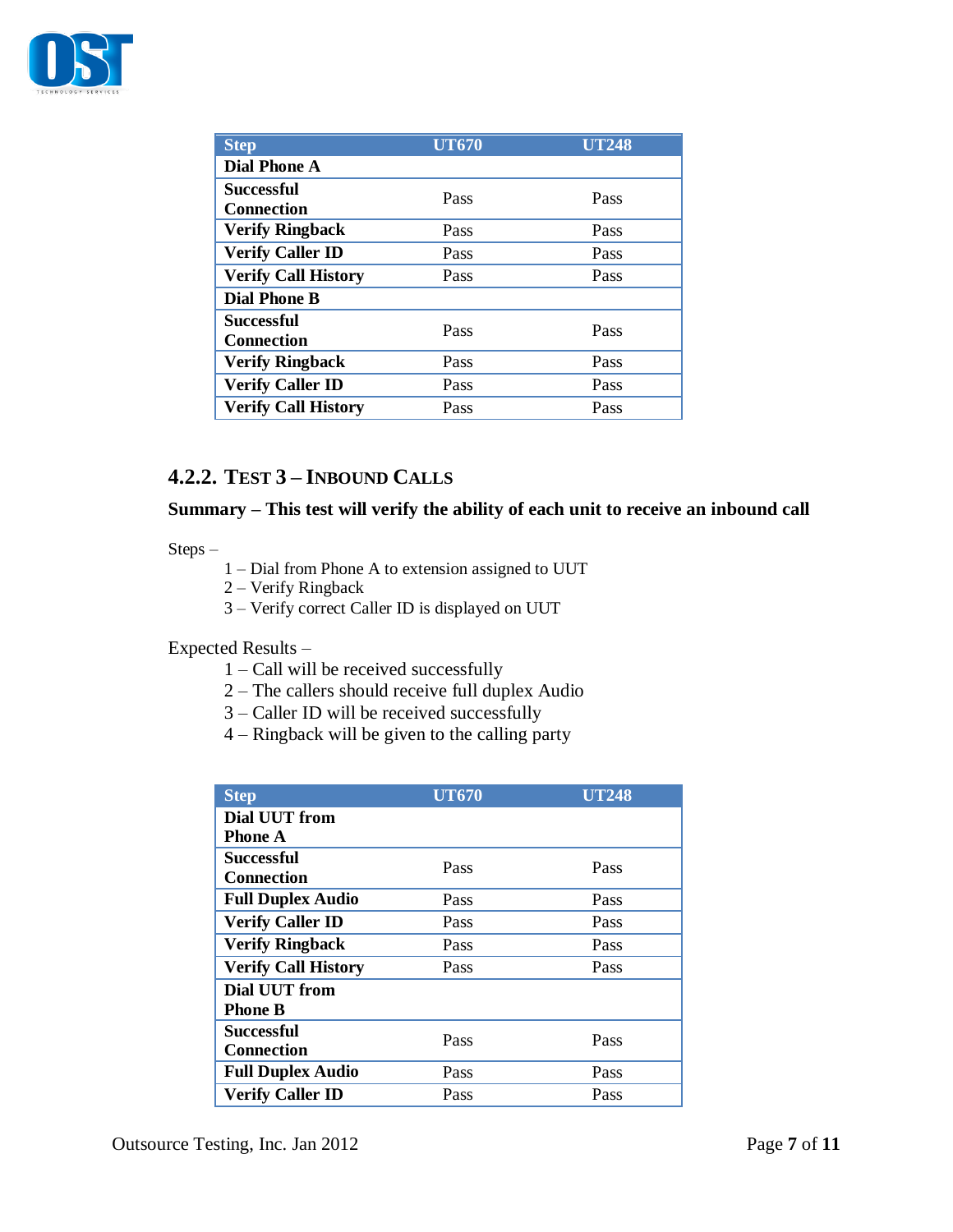| Step | UT670 | UT248 |
|---|---|---|
| **Dial Phone A** | | |
| **Successful Connection** | Pass | Pass |
| **Verify Ringback** | Pass | Pass |
| **Verify Caller ID** | Pass | Pass |
| **Verify Call History** | Pass | Pass |
| **Dial Phone B** | | |
| **Successful Connection** | Pass | Pass |
| **Verify Ringback** | Pass | Pass |
| **Verify Caller ID** | Pass | Pass |
| **Verify Call History** | Pass | Pass |

### 4.2.2. Test 3 – Inbound Calls

**Summary – This test will verify the ability of each unit to receive an inbound call**

Steps –

1 – Dial from Phone A to extension assigned to UUT
2 – Verify Ringback
3 – Verify correct Caller ID is displayed on UUT

Expected Results –

1 – Call will be received successfully
2 – The callers should receive full duplex Audio
3 – Caller ID will be received successfully
4 – Ringback will be given to the calling party

| Step | UT670 | UT248 |
|---|---|---|
| **Dial UUT from Phone A** | | |
| **Successful Connection** | Pass | Pass |
| **Full Duplex Audio** | Pass | Pass |
| **Verify Caller ID** | Pass | Pass |
| **Verify Ringback** | Pass | Pass |
| **Verify Call History** | Pass | Pass |
| **Dial UUT from Phone B** | | |
| **Successful Connection** | Pass | Pass |
| **Full Duplex Audio** | Pass | Pass |
| **Verify Caller ID** | Pass | Pass |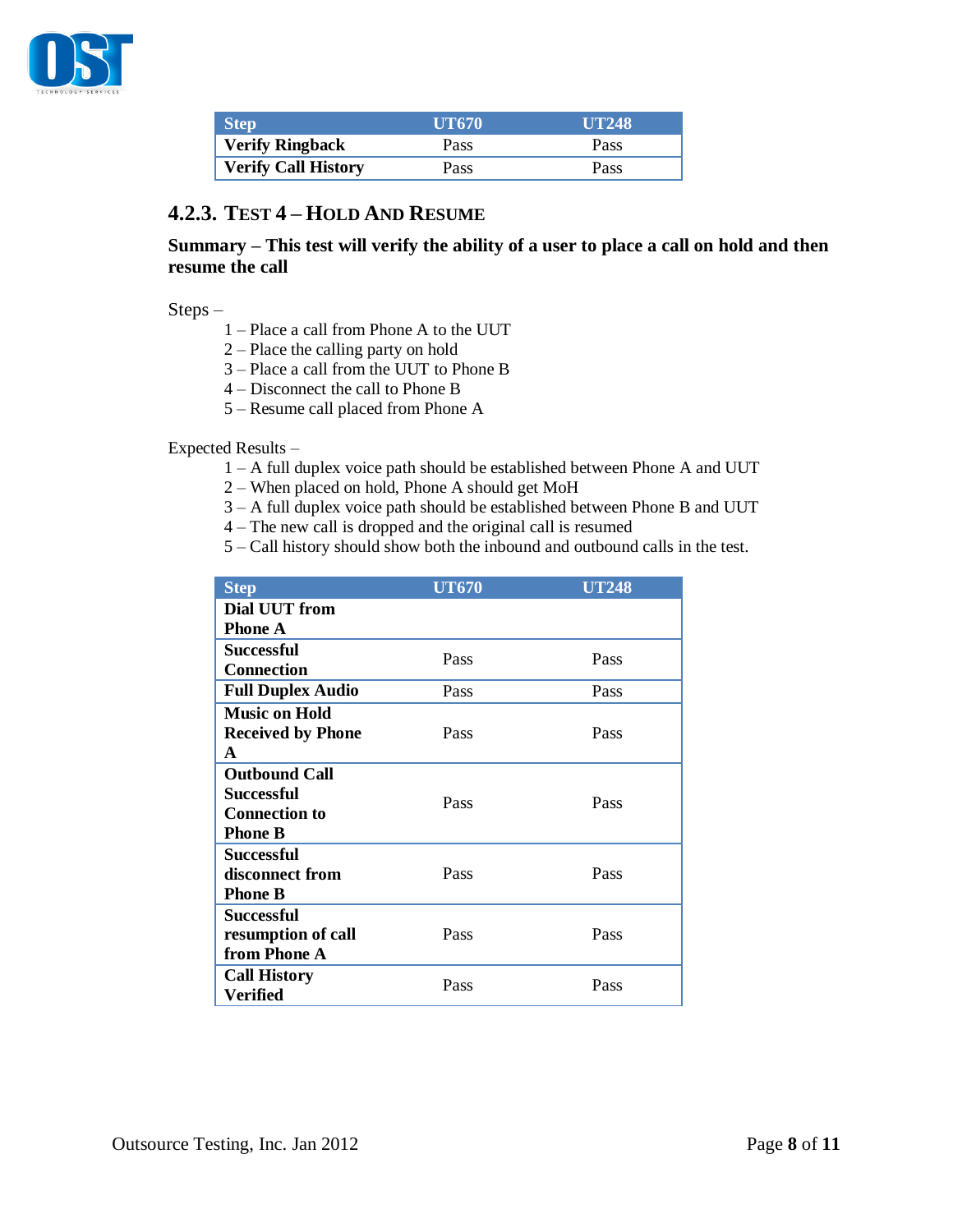| Step | UT670 | UT248 |
| --- | --- | --- |
| **Verify Ringback** | Pass | Pass |
| **Verify Call History** | Pass | Pass |

### 4.2.3. Test 4 – Hold And Resume

**Summary – This test will verify the ability of a user to place a call on hold and then resume the call**

Steps –

1 – Place a call from Phone A to the UUT
2 – Place the calling party on hold
3 – Place a call from the UUT to Phone B
4 – Disconnect the call to Phone B
5 – Resume call placed from Phone A

Expected Results –

1 – A full duplex voice path should be established between Phone A and UUT
2 – When placed on hold, Phone A should get MoH
3 – A full duplex voice path should be established between Phone B and UUT
4 – The new call is dropped and the original call is resumed
5 – Call history should show both the inbound and outbound calls in the test.

| Step | UT670 | UT248 |
| --- | --- | --- |
| **Dial UUT from Phone A** | | |
| **Successful Connection** | Pass | Pass |
| **Full Duplex Audio** | Pass | Pass |
| **Music on Hold Received by Phone A** | Pass | Pass |
| **Outbound Call Successful Connection to Phone B** | Pass | Pass |
| **Successful disconnect from Phone B** | Pass | Pass |
| **Successful resumption of call from Phone A** | Pass | Pass |
| **Call History Verified** | Pass | Pass |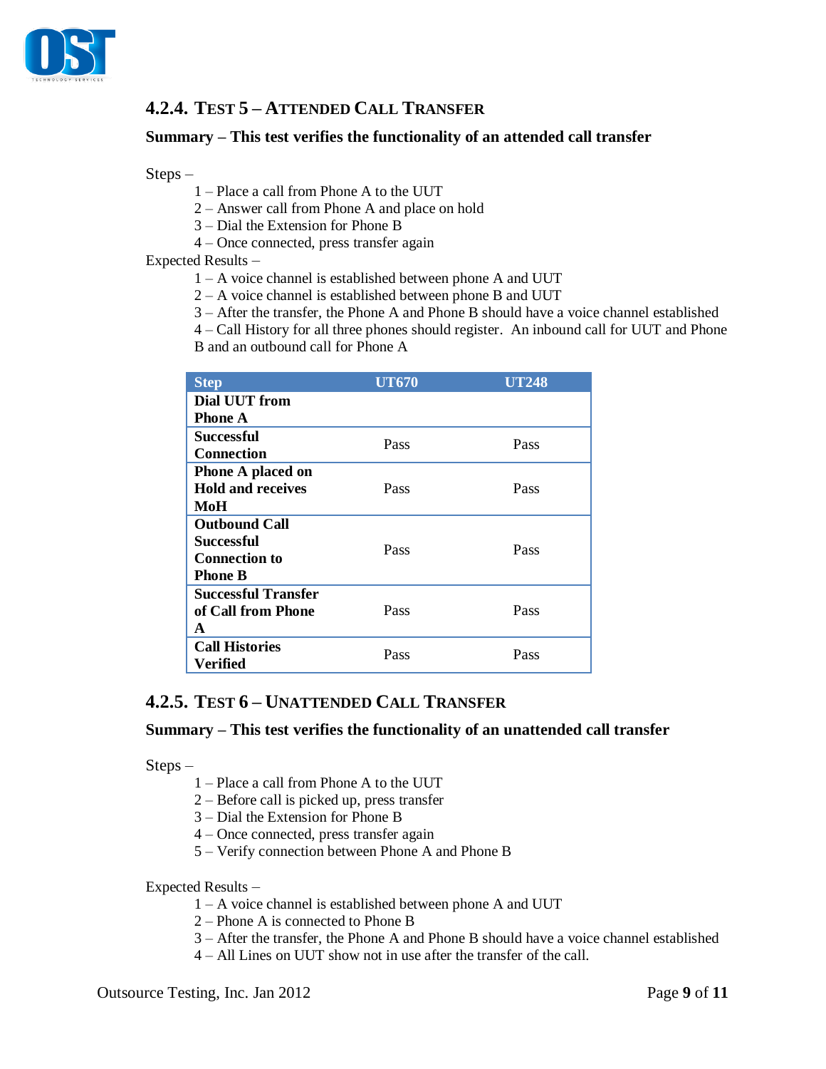### 4.2.4. Test 5 – Attended Call Transfer

**Summary – This test verifies the functionality of an attended call transfer**

Steps –

1 – Place a call from Phone A to the UUT
2 – Answer call from Phone A and place on hold
3 – Dial the Extension for Phone B
4 – Once connected, press transfer again

Expected Results –

1 – A voice channel is established between phone A and UUT
2 – A voice channel is established between phone B and UUT
3 – After the transfer, the Phone A and Phone B should have a voice channel established
4 – Call History for all three phones should register. An inbound call for UUT and Phone B and an outbound call for Phone A

| Step | UT670 | UT248 |
|---|---|---|
| **Dial UUT from Phone A** | | |
| **Successful Connection** | Pass | Pass |
| **Phone A placed on Hold and receives MoH** | Pass | Pass |
| **Outbound Call Successful Connection to Phone B** | Pass | Pass |
| **Successful Transfer of Call from Phone A** | Pass | Pass |
| **Call Histories Verified** | Pass | Pass |

### 4.2.5. Test 6 – Unattended Call Transfer

**Summary – This test verifies the functionality of an unattended call transfer**

Steps –

1 – Place a call from Phone A to the UUT
2 – Before call is picked up, press transfer
3 – Dial the Extension for Phone B
4 – Once connected, press transfer again
5 – Verify connection between Phone A and Phone B

Expected Results –

1 – A voice channel is established between phone A and UUT
2 – Phone A is connected to Phone B
3 – After the transfer, the Phone A and Phone B should have a voice channel established
4 – All Lines on UUT show not in use after the transfer of the call.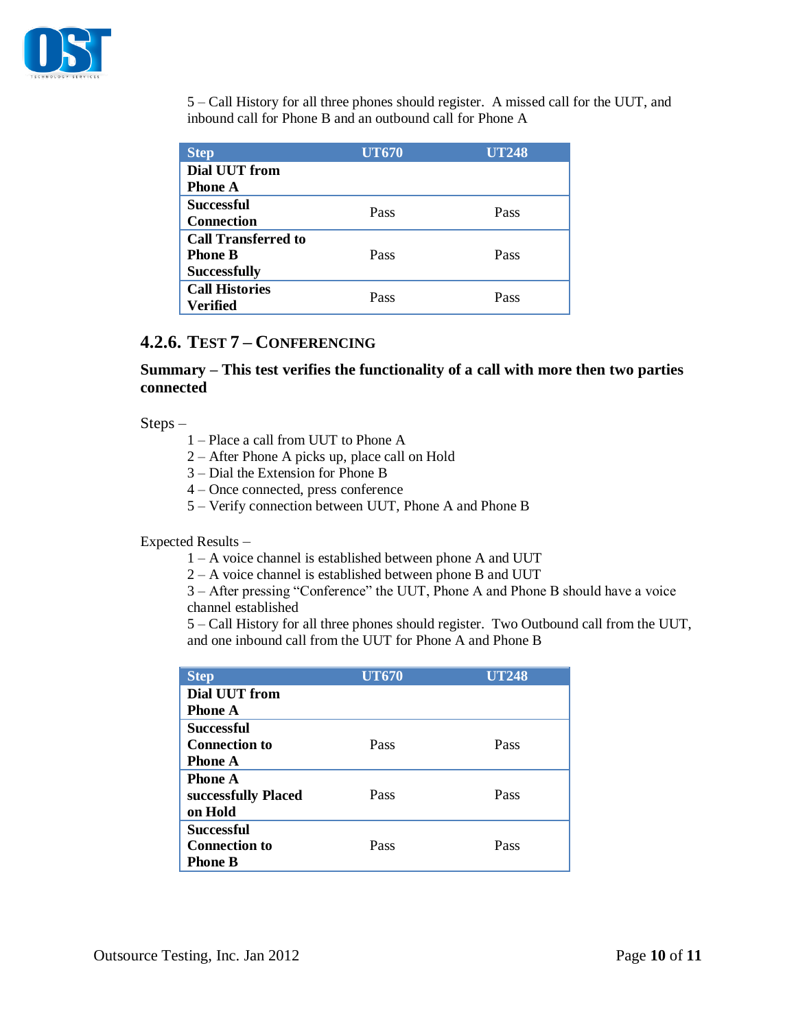5 – Call History for all three phones should register. A missed call for the UUT, and inbound call for Phone B and an outbound call for Phone A

| Step | UT670 | UT248 |
|---|---|---|
| **Dial UUT from Phone A** | | |
| **Successful Connection** | Pass | Pass |
| **Call Transferred to Phone B Successfully** | Pass | Pass |
| **Call Histories Verified** | Pass | Pass |

### 4.2.6. Test 7 – Conferencing

**Summary – This test verifies the functionality of a call with more then two parties connected**

Steps –

1 – Place a call from UUT to Phone A
2 – After Phone A picks up, place call on Hold
3 – Dial the Extension for Phone B
4 – Once connected, press conference
5 – Verify connection between UUT, Phone A and Phone B

Expected Results –

1 – A voice channel is established between phone A and UUT
2 – A voice channel is established between phone B and UUT
3 – After pressing "Conference" the UUT, Phone A and Phone B should have a voice channel established
5 – Call History for all three phones should register. Two Outbound call from the UUT, and one inbound call from the UUT for Phone A and Phone B

| Step | UT670 | UT248 |
|---|---|---|
| **Dial UUT from Phone A** | | |
| **Successful Connection to Phone A** | Pass | Pass |
| **Phone A successfully Placed on Hold** | Pass | Pass |
| **Successful Connection to Phone B** | Pass | Pass |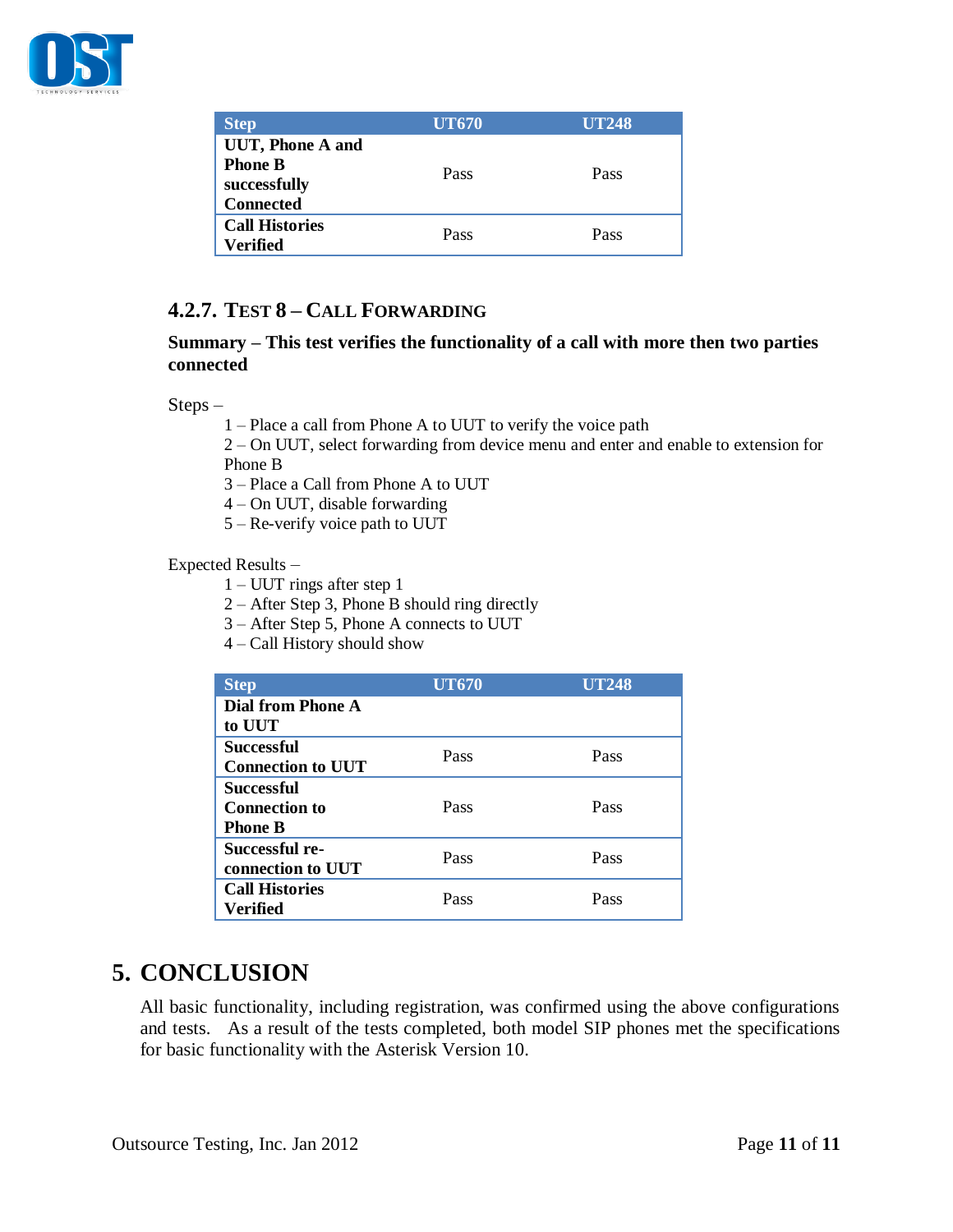| Step | UT670 | UT248 |
|---|---|---|
| **UUT, Phone A and Phone B successfully Connected** | Pass | Pass |
| **Call Histories Verified** | Pass | Pass |

### 4.2.7. Test 8 – Call Forwarding

**Summary – This test verifies the functionality of a call with more then two parties connected**

Steps –

1 – Place a call from Phone A to UUT to verify the voice path
2 – On UUT, select forwarding from device menu and enter and enable to extension for Phone B
3 – Place a Call from Phone A to UUT
4 – On UUT, disable forwarding
5 – Re-verify voice path to UUT

Expected Results –

1 – UUT rings after step 1
2 – After Step 3, Phone B should ring directly
3 – After Step 5, Phone A connects to UUT
4 – Call History should show

| Step | UT670 | UT248 |
|---|---|---|
| **Dial from Phone A to UUT** | | |
| **Successful Connection to UUT** | Pass | Pass |
| **Successful Connection to Phone B** | Pass | Pass |
| **Successful re-connection to UUT** | Pass | Pass |
| **Call Histories Verified** | Pass | Pass |

# 5. CONCLUSION

All basic functionality, including registration, was confirmed using the above configurations and tests. As a result of the tests completed, both model SIP phones met the specifications for basic functionality with the Asterisk Version 10.

Outsource Testing, Inc. Jan 2012